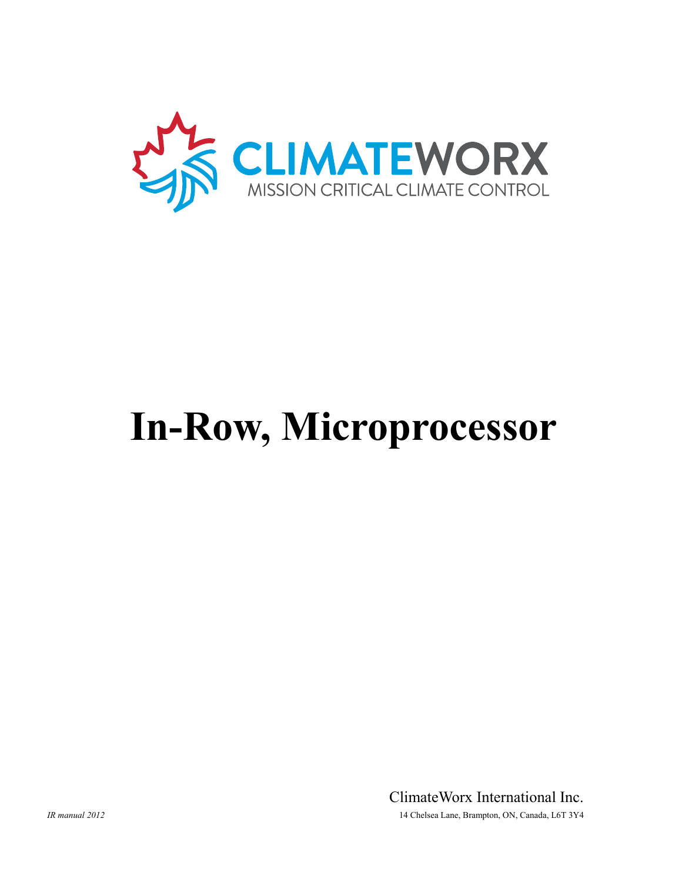CLIMATEWORX

MISSION CRITICAL CLIMATE CONTROL

# In-Row, Microprocessor

ClimateWorx International Inc.

*IR manual 2012*

14 Chelsea Lane, Brampton, ON, Canada, L6T 3Y4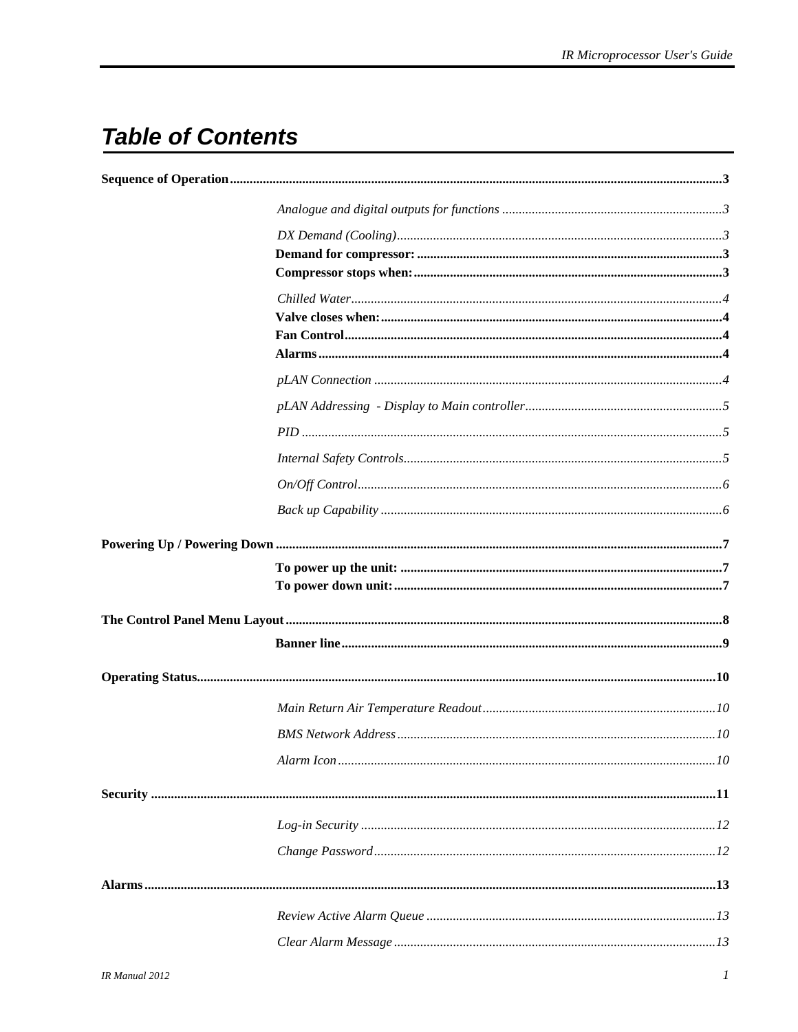# Table of Contents

**Sequence of Operation** .......................................................... 3

*Analogue and digital outputs for functions* .......................................................... 3

*DX Demand (Cooling)* .......................................................... 3

**Demand for compressor:** .......................................................... 3

**Compressor stops when:** .......................................................... 3

*Chilled Water* .......................................................... 4

**Valve closes when:** .......................................................... 4

**Fan Control** .......................................................... 4

**Alarms** .......................................................... 4

*pLAN Connection* .......................................................... 4

*pLAN Addressing - Display to Main controller* .......................................................... 5

*PID* .......................................................... 5

*Internal Safety Controls* .......................................................... 5

*On/Off Control* .......................................................... 6

*Back up Capability* .......................................................... 6

**Powering Up / Powering Down** .......................................................... 7

**To power up the unit:** .......................................................... 7

**To power down unit:** .......................................................... 7

**The Control Panel Menu Layout** .......................................................... 8

**Banner line** .......................................................... 9

**Operating Status** .......................................................... 10

*Main Return Air Temperature Readout* .......................................................... 10

*BMS Network Address* .......................................................... 10

*Alarm Icon* .......................................................... 10

**Security** .......................................................... 11

*Log-in Security* .......................................................... 12

*Change Password* .......................................................... 12

**Alarms** .......................................................... 13

*Review Active Alarm Queue* .......................................................... 13

*Clear Alarm Message* .......................................................... 13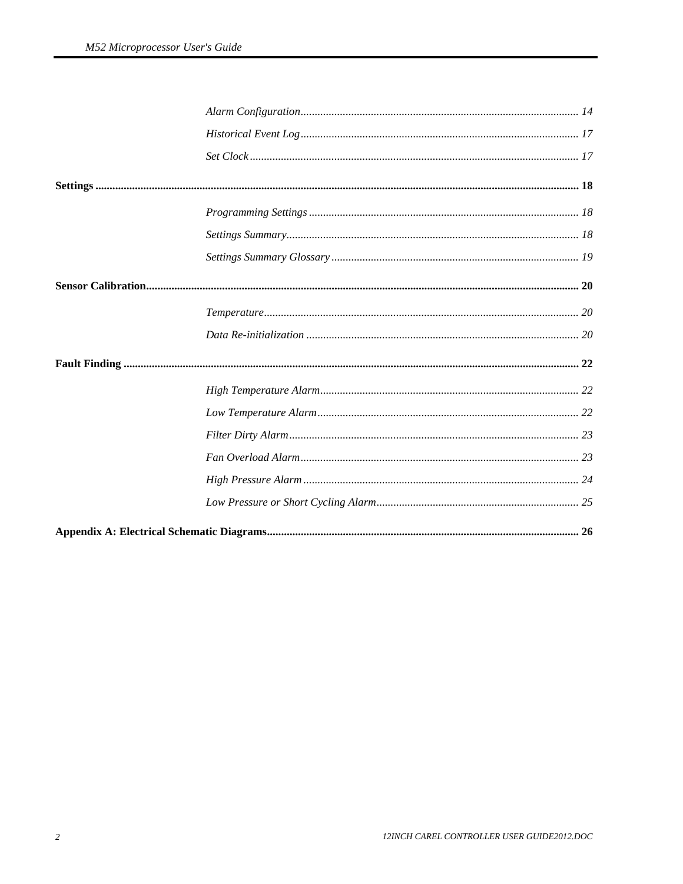*Alarm Configuration* ........................................................................................................ 14

*Historical Event Log* ........................................................................................................ 17

*Set Clock* ........................................................................................................ 17

**Settings** ........................................................................................................ **18**

*Programming Settings* ........................................................................................................ 18

*Settings Summary* ........................................................................................................ 18

*Settings Summary Glossary* ........................................................................................................ 19

**Sensor Calibration** ........................................................................................................ **20**

*Temperature* ........................................................................................................ 20

*Data Re-initialization* ........................................................................................................ 20

**Fault Finding** ........................................................................................................ **22**

*High Temperature Alarm* ........................................................................................................ 22

*Low Temperature Alarm* ........................................................................................................ 22

*Filter Dirty Alarm* ........................................................................................................ 23

*Fan Overload Alarm* ........................................................................................................ 23

*High Pressure Alarm* ........................................................................................................ 24

*Low Pressure or Short Cycling Alarm* ........................................................................................................ 25

**Appendix A: Electrical Schematic Diagrams** ........................................................................................................ **26**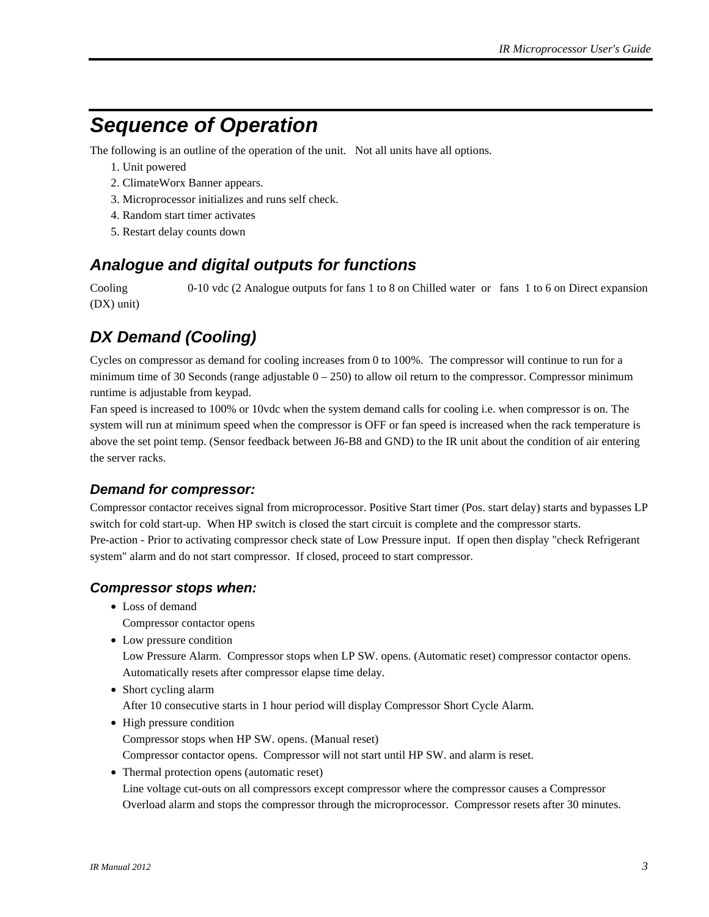# Sequence of Operation

The following is an outline of the operation of the unit. Not all units have all options.

1. Unit powered
2. ClimateWorx Banner appears.
3. Microprocessor initializes and runs self check.
4. Random start timer activates
5. Restart delay counts down

## Analogue and digital outputs for functions

Cooling 0-10 vdc (2 Analogue outputs for fans 1 to 8 on Chilled water or fans 1 to 6 on Direct expansion (DX) unit)

## DX Demand (Cooling)

Cycles on compressor as demand for cooling increases from 0 to 100%. The compressor will continue to run for a minimum time of 30 Seconds (range adjustable 0 – 250) to allow oil return to the compressor. Compressor minimum runtime is adjustable from keypad.

Fan speed is increased to 100% or 10vdc when the system demand calls for cooling i.e. when compressor is on. The system will run at minimum speed when the compressor is OFF or fan speed is increased when the rack temperature is above the set point temp. (Sensor feedback between J6-B8 and GND) to the IR unit about the condition of air entering the server racks.

### Demand for compressor:

Compressor contactor receives signal from microprocessor. Positive Start timer (Pos. start delay) starts and bypasses LP switch for cold start-up. When HP switch is closed the start circuit is complete and the compressor starts.

Pre-action - Prior to activating compressor check state of Low Pressure input. If open then display "check Refrigerant system" alarm and do not start compressor. If closed, proceed to start compressor.

### Compressor stops when:

- Loss of demand
  Compressor contactor opens
- Low pressure condition
  Low Pressure Alarm. Compressor stops when LP SW. opens. (Automatic reset) compressor contactor opens. Automatically resets after compressor elapse time delay.
- Short cycling alarm
  After 10 consecutive starts in 1 hour period will display Compressor Short Cycle Alarm.
- High pressure condition
  Compressor stops when HP SW. opens. (Manual reset)
  Compressor contactor opens. Compressor will not start until HP SW. and alarm is reset.
- Thermal protection opens (automatic reset)
  Line voltage cut-outs on all compressors except compressor where the compressor causes a Compressor Overload alarm and stops the compressor through the microprocessor. Compressor resets after 30 minutes.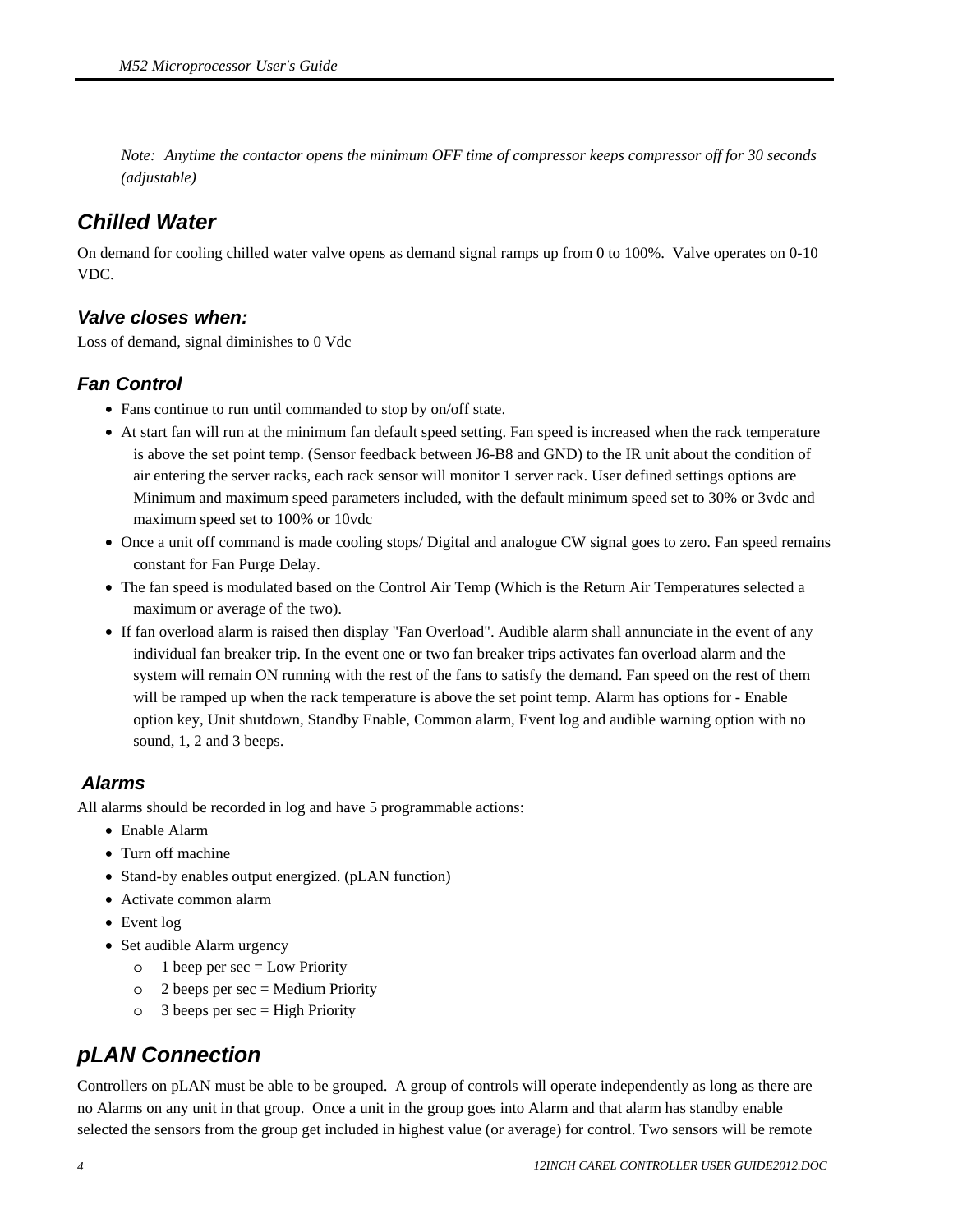*Note: Anytime the contactor opens the minimum OFF time of compressor keeps compressor off for 30 seconds (adjustable)*

## Chilled Water

On demand for cooling chilled water valve opens as demand signal ramps up from 0 to 100%. Valve operates on 0-10 VDC.

### Valve closes when:

Loss of demand, signal diminishes to 0 Vdc

### Fan Control

- Fans continue to run until commanded to stop by on/off state.
- At start fan will run at the minimum fan default speed setting. Fan speed is increased when the rack temperature is above the set point temp. (Sensor feedback between J6-B8 and GND) to the IR unit about the condition of air entering the server racks, each rack sensor will monitor 1 server rack. User defined settings options are Minimum and maximum speed parameters included, with the default minimum speed set to 30% or 3vdc and maximum speed set to 100% or 10vdc
- Once a unit off command is made cooling stops/ Digital and analogue CW signal goes to zero. Fan speed remains constant for Fan Purge Delay.
- The fan speed is modulated based on the Control Air Temp (Which is the Return Air Temperatures selected a maximum or average of the two).
- If fan overload alarm is raised then display "Fan Overload". Audible alarm shall annunciate in the event of any individual fan breaker trip. In the event one or two fan breaker trips activates fan overload alarm and the system will remain ON running with the rest of the fans to satisfy the demand. Fan speed on the rest of them will be ramped up when the rack temperature is above the set point temp. Alarm has options for - Enable option key, Unit shutdown, Standby Enable, Common alarm, Event log and audible warning option with no sound, 1, 2 and 3 beeps.

### Alarms

All alarms should be recorded in log and have 5 programmable actions:

- Enable Alarm
- Turn off machine
- Stand-by enables output energized. (pLAN function)
- Activate common alarm
- Event log
- Set audible Alarm urgency
  - 1 beep per sec = Low Priority
  - 2 beeps per sec = Medium Priority
  - 3 beeps per sec = High Priority

## pLAN Connection

Controllers on pLAN must be able to be grouped. A group of controls will operate independently as long as there are no Alarms on any unit in that group. Once a unit in the group goes into Alarm and that alarm has standby enable selected the sensors from the group get included in highest value (or average) for control. Two sensors will be remote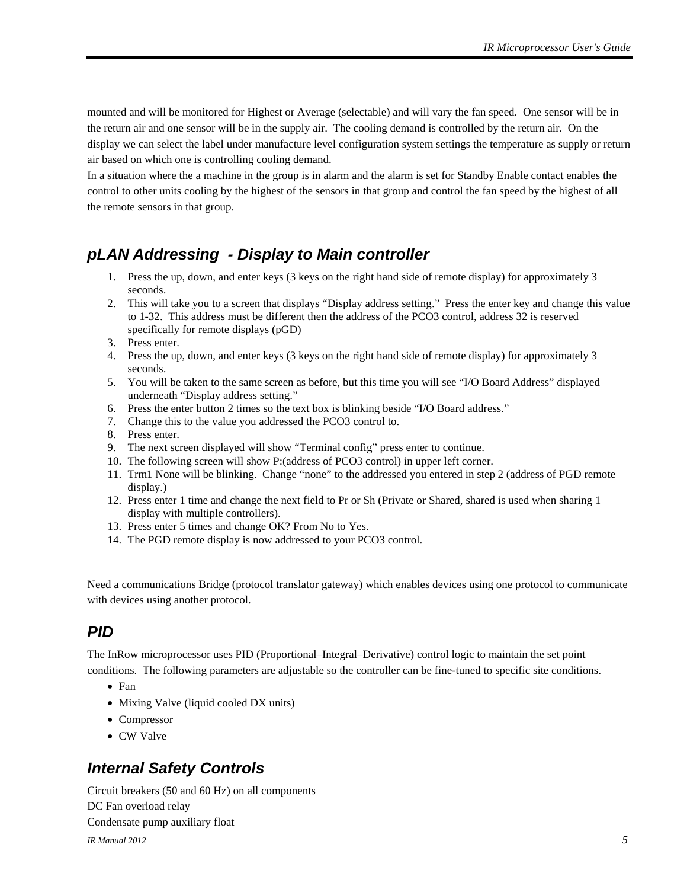mounted and will be monitored for Highest or Average (selectable) and will vary the fan speed.  One sensor will be in the return air and one sensor will be in the supply air.  The cooling demand is controlled by the return air.  On the display we can select the label under manufacture level configuration system settings the temperature as supply or return air based on which one is controlling cooling demand.

In a situation where the a machine in the group is in alarm and the alarm is set for Standby Enable contact enables the control to other units cooling by the highest of the sensors in that group and control the fan speed by the highest of all the remote sensors in that group.

## pLAN Addressing  - Display to Main controller

1. Press the up, down, and enter keys (3 keys on the right hand side of remote display) for approximately 3 seconds.
2. This will take you to a screen that displays “Display address setting.”  Press the enter key and change this value to 1-32.  This address must be different then the address of the PCO3 control, address 32 is reserved specifically for remote displays (pGD)
3. Press enter.
4. Press the up, down, and enter keys (3 keys on the right hand side of remote display) for approximately 3 seconds.
5. You will be taken to the same screen as before, but this time you will see “I/O Board Address” displayed underneath “Display address setting.”
6. Press the enter button 2 times so the text box is blinking beside “I/O Board address.”
7. Change this to the value you addressed the PCO3 control to.
8. Press enter.
9. The next screen displayed will show “Terminal config” press enter to continue.
10. The following screen will show P:(address of PCO3 control) in upper left corner.
11. Trm1 None will be blinking.  Change “none” to the addressed you entered in step 2 (address of PGD remote display.)
12. Press enter 1 time and change the next field to Pr or Sh (Private or Shared, shared is used when sharing 1 display with multiple controllers).
13. Press enter 5 times and change OK? From No to Yes.
14. The PGD remote display is now addressed to your PCO3 control.

Need a communications Bridge (protocol translator gateway) which enables devices using one protocol to communicate with devices using another protocol.

## PID

The InRow microprocessor uses PID (Proportional–Integral–Derivative) control logic to maintain the set point conditions.  The following parameters are adjustable so the controller can be fine-tuned to specific site conditions.

- Fan
- Mixing Valve (liquid cooled DX units)
- Compressor
- CW Valve

## Internal Safety Controls

Circuit breakers (50 and 60 Hz) on all components

DC Fan overload relay

Condensate pump auxiliary float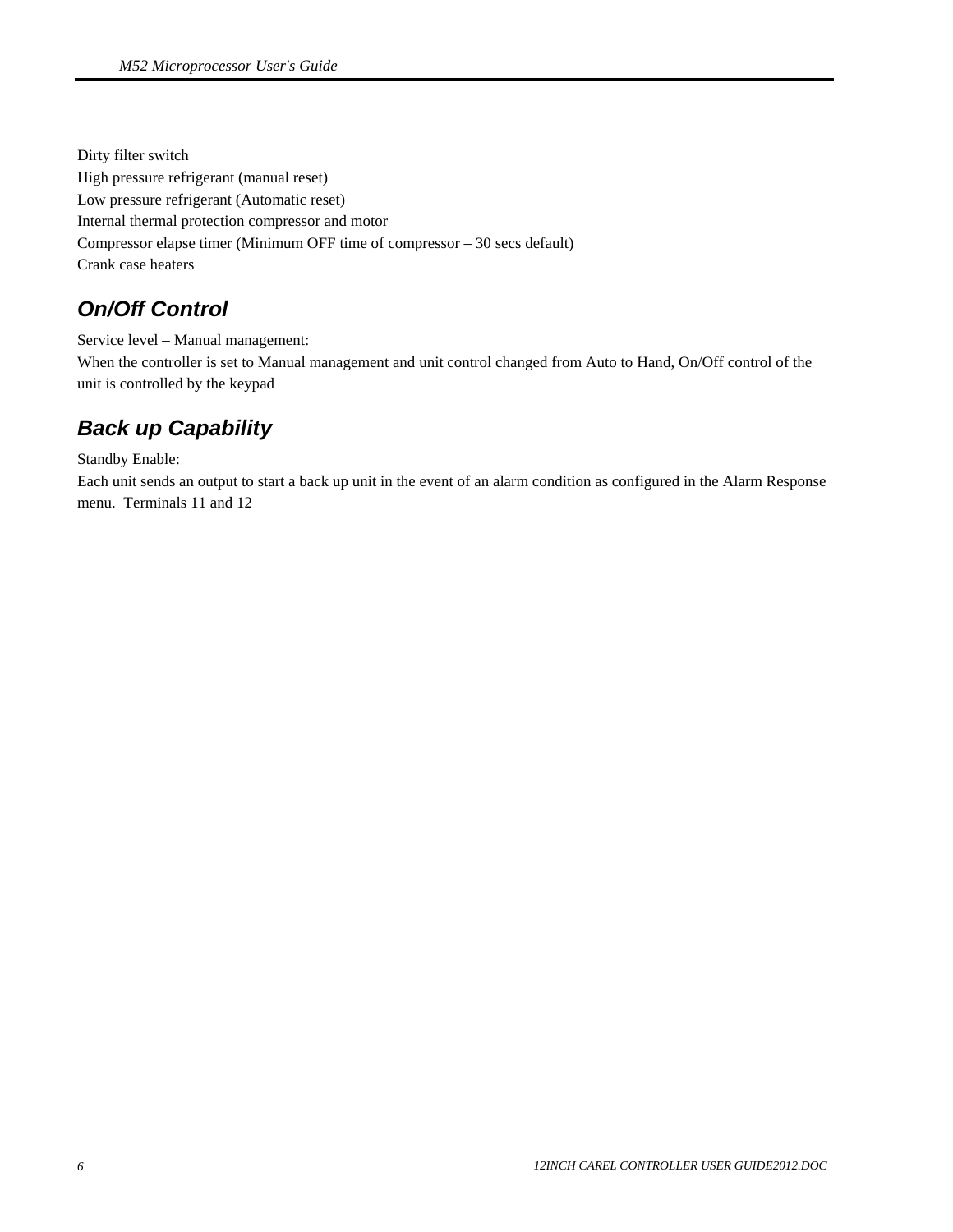Dirty filter switch
High pressure refrigerant (manual reset)
Low pressure refrigerant (Automatic reset)
Internal thermal protection compressor and motor
Compressor elapse timer (Minimum OFF time of compressor – 30 secs default)
Crank case heaters

## *On/Off Control*

Service level – Manual management:
When the controller is set to Manual management and unit control changed from Auto to Hand, On/Off control of the unit is controlled by the keypad

## *Back up Capability*

Standby Enable:
Each unit sends an output to start a back up unit in the event of an alarm condition as configured in the Alarm Response menu.  Terminals 11 and 12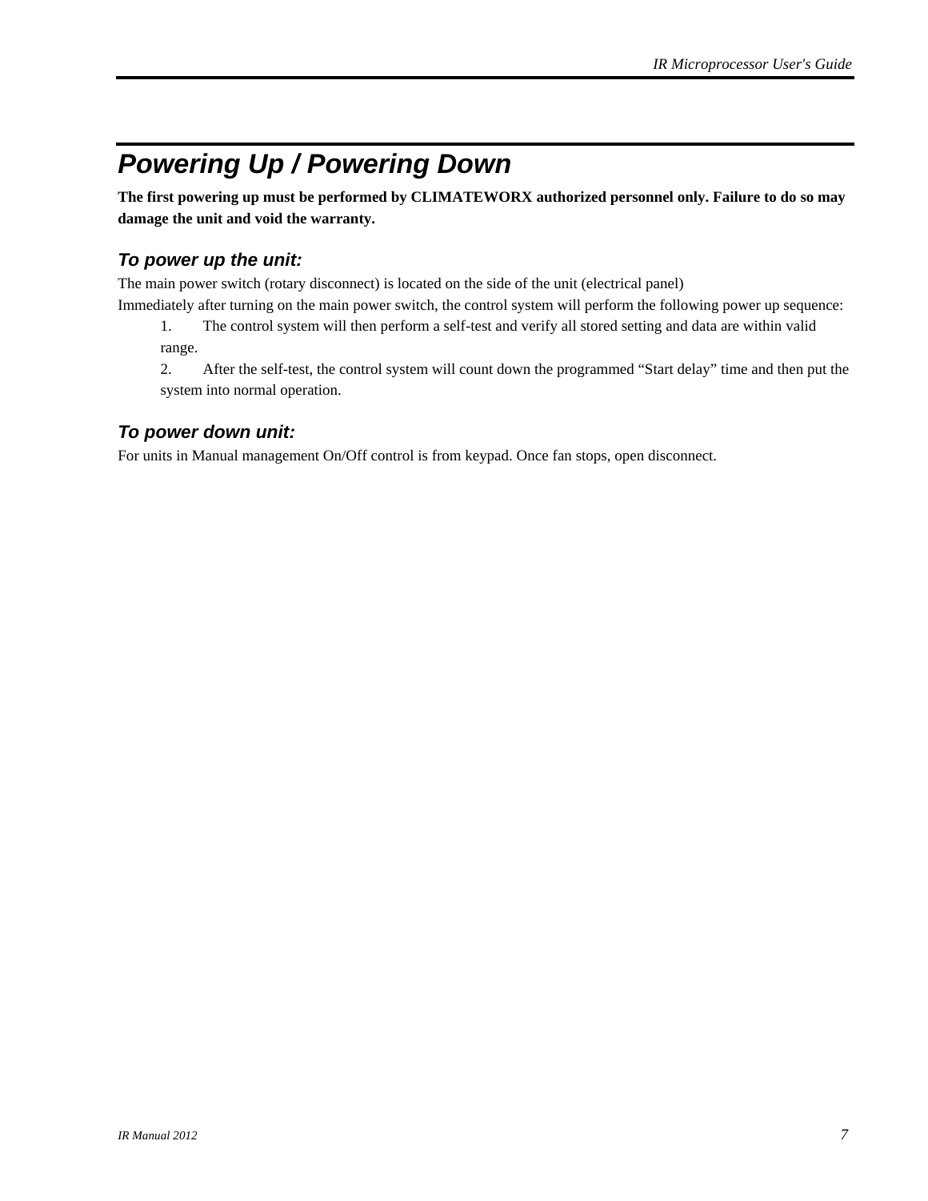# Powering Up / Powering Down

**The first powering up must be performed by CLIMATEWORX authorized personnel only. Failure to do so may damage the unit and void the warranty.**

## To power up the unit:

The main power switch (rotary disconnect) is located on the side of the unit (electrical panel)
Immediately after turning on the main power switch, the control system will perform the following power up sequence:

1. The control system will then perform a self-test and verify all stored setting and data are within valid range.
2. After the self-test, the control system will count down the programmed "Start delay" time and then put the system into normal operation.

## To power down unit:

For units in Manual management On/Off control is from keypad. Once fan stops, open disconnect.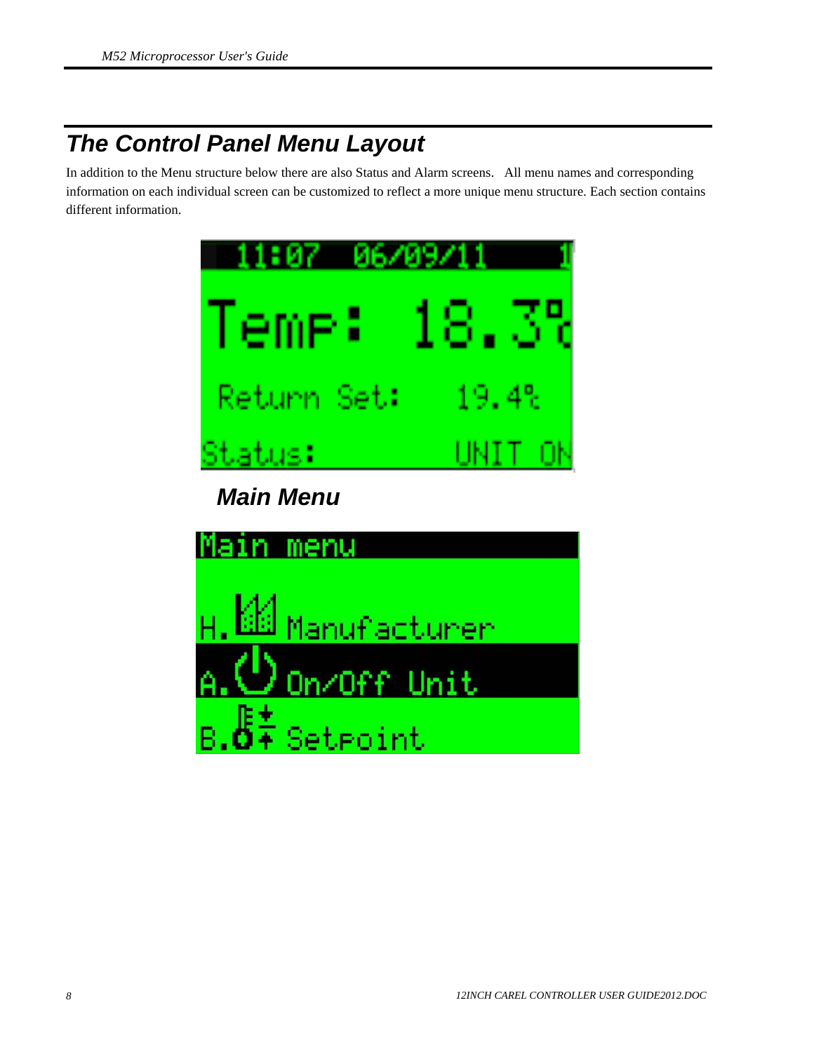# The Control Panel Menu Layout

In addition to the Menu structure below there are also Status and Alarm screens. All menu names and corresponding information on each individual screen can be customized to reflect a more unique menu structure. Each section contains different information.

## Main Menu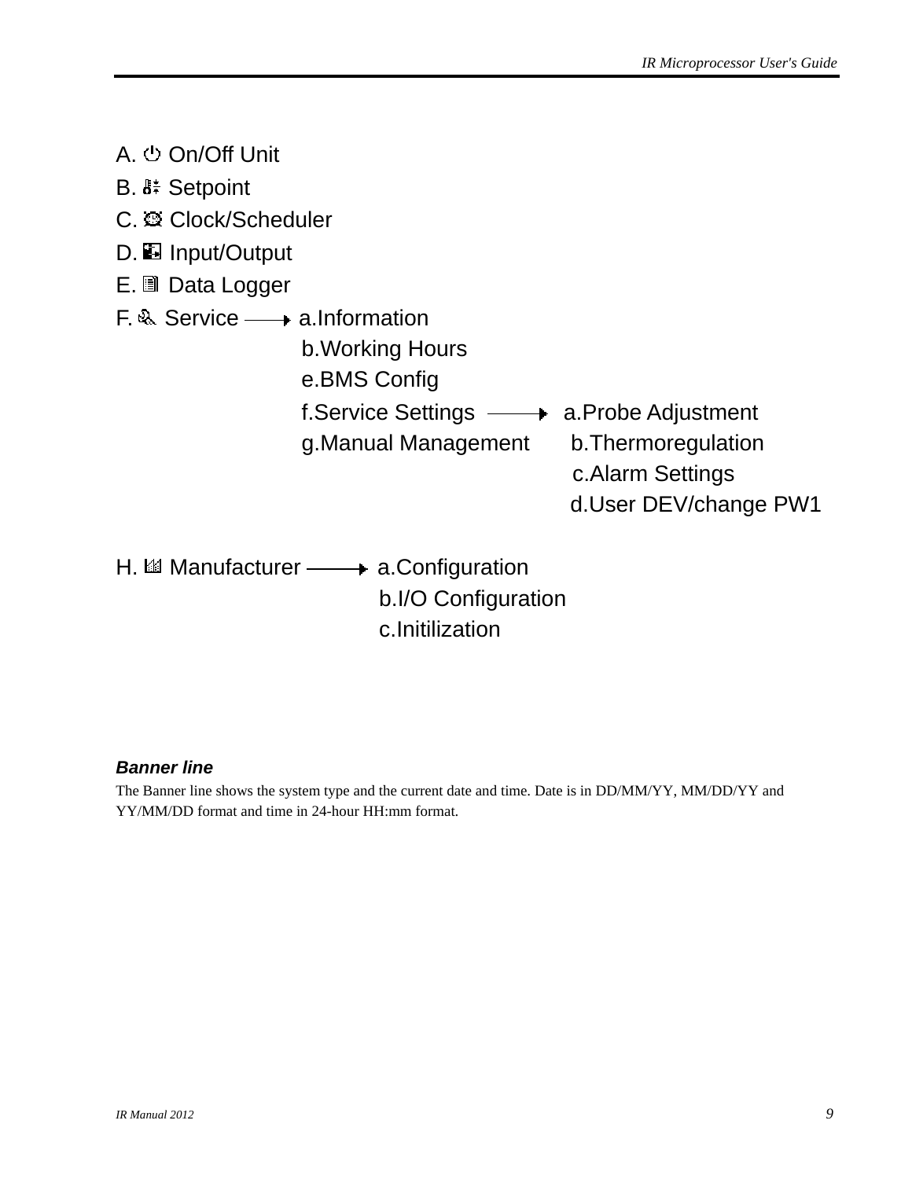A. On/Off Unit

B. Setpoint

C. Clock/Scheduler

D. Input/Output

E. Data Logger

F. Service → 
- a.Information
- b.Working Hours
- e.BMS Config
- f.Service Settings →
  - a.Probe Adjustment
  - b.Thermoregulation
  - c.Alarm Settings
  - d.User DEV/change PW1
- g.Manual Management

H. Manufacturer →
- a.Configuration
- b.I/O Configuration
- c.Initilization

***Banner line***

The Banner line shows the system type and the current date and time. Date is in DD/MM/YY, MM/DD/YY and YY/MM/DD format and time in 24-hour HH:mm format.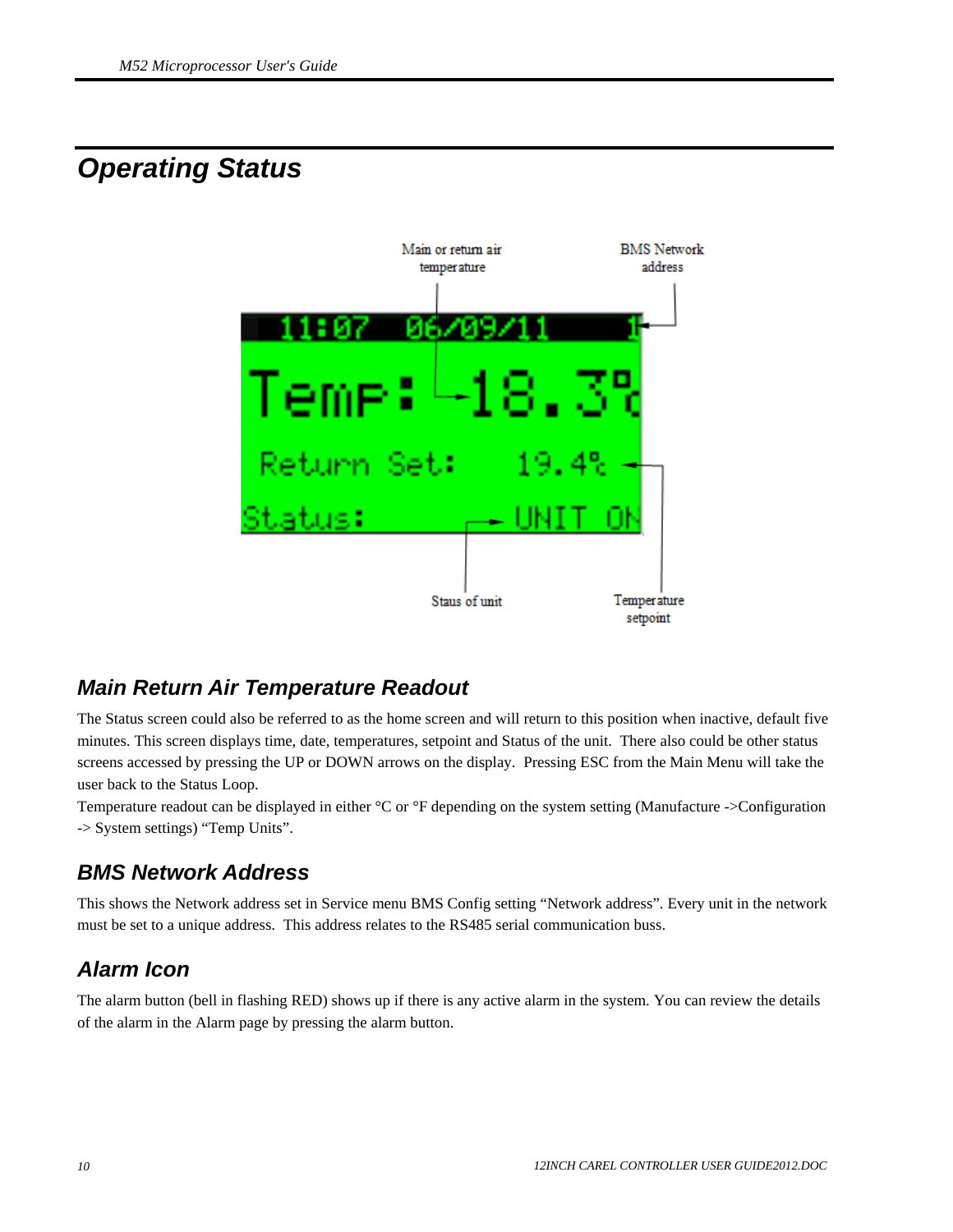# Operating Status

## Main Return Air Temperature Readout

The Status screen could also be referred to as the home screen and will return to this position when inactive, default five minutes. This screen displays time, date, temperatures, setpoint and Status of the unit. There also could be other status screens accessed by pressing the UP or DOWN arrows on the display. Pressing ESC from the Main Menu will take the user back to the Status Loop.

Temperature readout can be displayed in either °C or °F depending on the system setting (Manufacture ->Configuration -> System settings) “Temp Units”.

## BMS Network Address

This shows the Network address set in Service menu BMS Config setting “Network address”. Every unit in the network must be set to a unique address. This address relates to the RS485 serial communication buss.

## Alarm Icon

The alarm button (bell in flashing RED) shows up if there is any active alarm in the system. You can review the details of the alarm in the Alarm page by pressing the alarm button.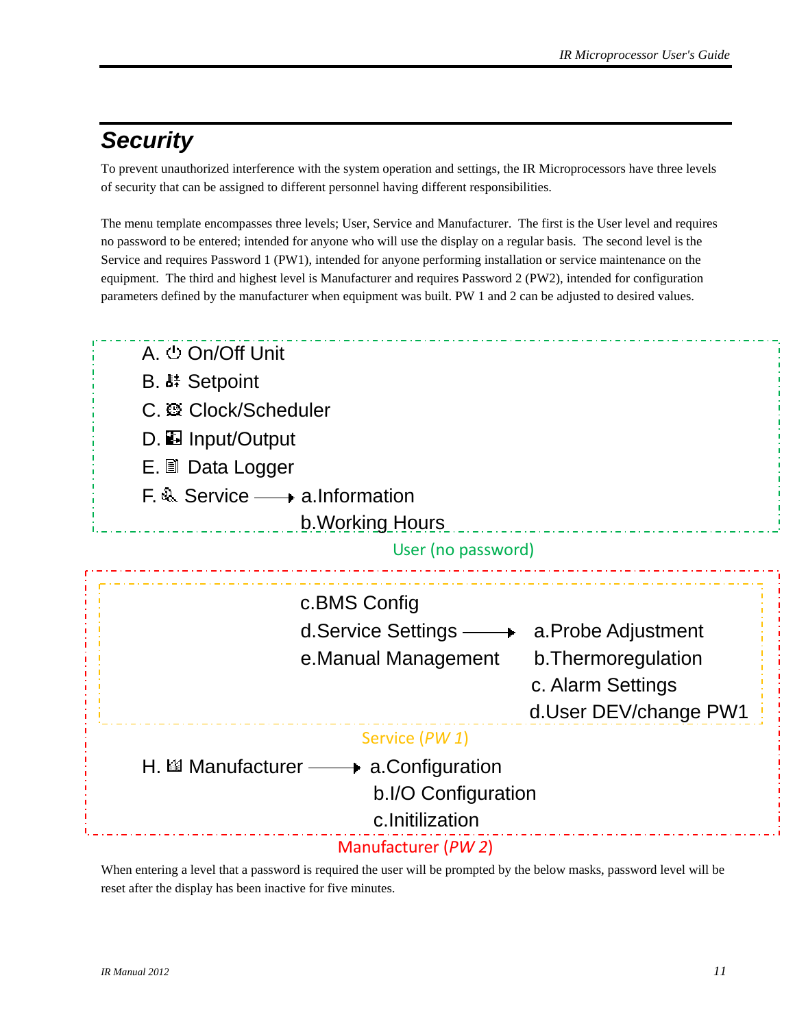## Security

To prevent unauthorized interference with the system operation and settings, the IR Microprocessors have three levels of security that can be assigned to different personnel having different responsibilities.

The menu template encompasses three levels; User, Service and Manufacturer. The first is the User level and requires no password to be entered; intended for anyone who will use the display on a regular basis. The second level is the Service and requires Password 1 (PW1), intended for anyone performing installation or service maintenance on the equipment. The third and highest level is Manufacturer and requires Password 2 (PW2), intended for configuration parameters defined by the manufacturer when equipment was built. PW 1 and 2 can be adjusted to desired values.

A. On/Off Unit
B. Setpoint
C. Clock/Scheduler
D. Input/Output
E. Data Logger
F. Service → a.Information
b.Working Hours

User (no password)

c.BMS Config
d.Service Settings → a.Probe Adjustment
b.Thermoregulation
c. Alarm Settings
d.User DEV/change PW1
e.Manual Management

Service (*PW 1*)

H. Manufacturer → a.Configuration
b.I/O Configuration
c.Initilization

Manufacturer (*PW 2*)

When entering a level that a password is required the user will be prompted by the below masks, password level will be reset after the display has been inactive for five minutes.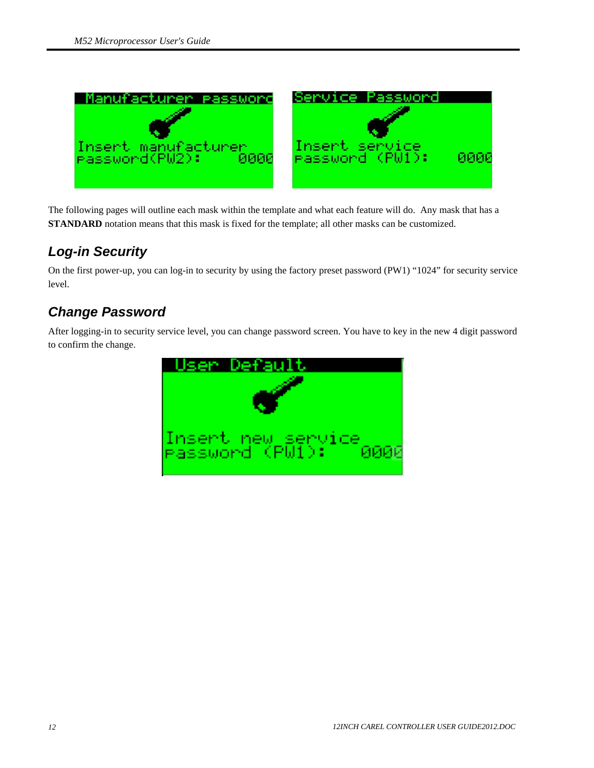The following pages will outline each mask within the template and what each feature will do. Any mask that has a **STANDARD** notation means that this mask is fixed for the template; all other masks can be customized.

## Log-in Security

On the first power-up, you can log-in to security by using the factory preset password (PW1) “1024” for security service level.

## Change Password

After logging-in to security service level, you can change password screen. You have to key in the new 4 digit password to confirm the change.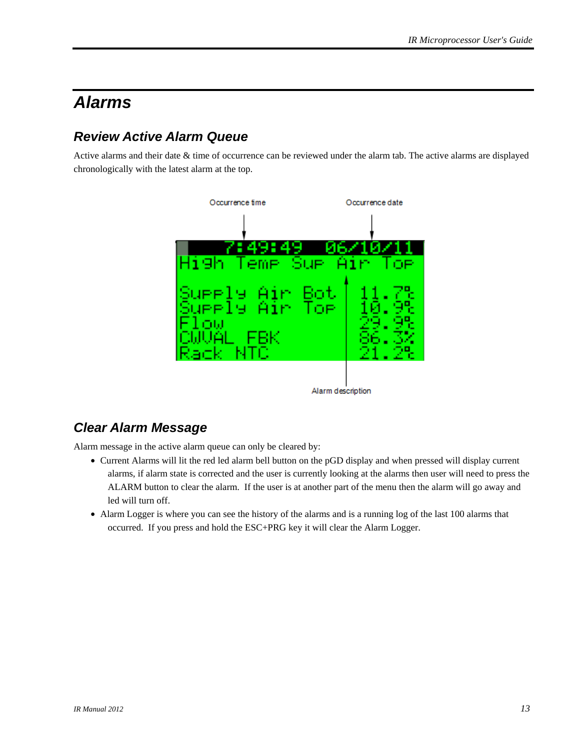// Alarms

## Review Active Alarm Queue

Active alarms and their date & time of occurrence can be reviewed under the alarm tab. The active alarms are displayed chronologically with the latest alarm at the top.

## Clear Alarm Message

Alarm message in the active alarm queue can only be cleared by:

- Current Alarms will lit the red led alarm bell button on the pGD display and when pressed will display current alarms, if alarm state is corrected and the user is currently looking at the alarms then user will need to press the ALARM button to clear the alarm. If the user is at another part of the menu then the alarm will go away and led will turn off.
- Alarm Logger is where you can see the history of the alarms and is a running log of the last 100 alarms that occurred. If you press and hold the ESC+PRG key it will clear the Alarm Logger.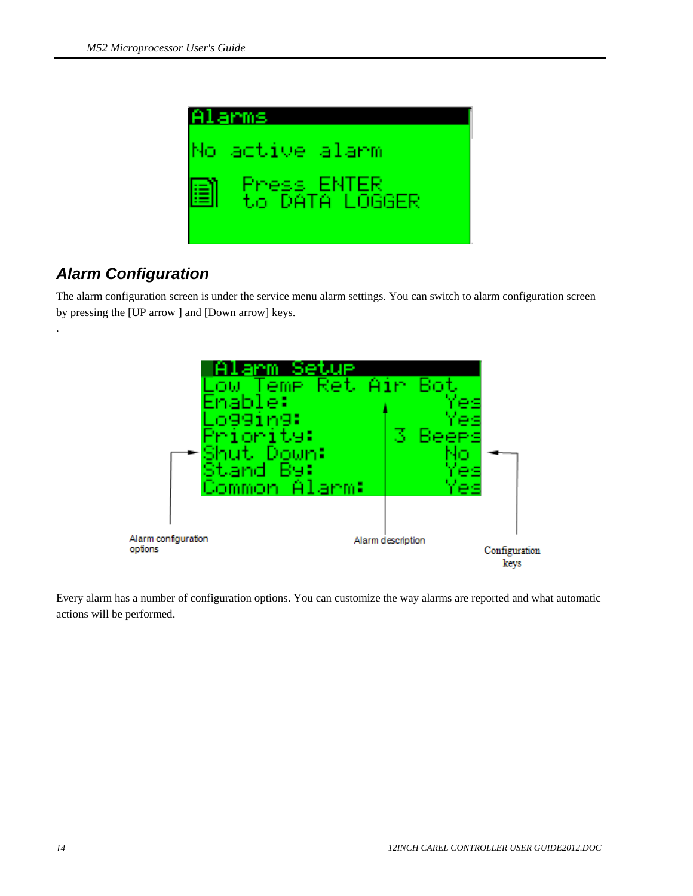Alarms

No active alarm

Press ENTER to DATA LOGGER

## Alarm Configuration

The alarm configuration screen is under the service menu alarm settings. You can switch to alarm configuration screen by pressing the [UP arrow ] and [Down arrow] keys.

.

Alarm Setup
Low Temp Ret Air Bot
Enable: Yes
Logging: Yes
Priority: 3 Beeps
Shut Down: No
Stand By: Yes
Common Alarm: Yes

Alarm configuration options

Alarm description

Configuration keys

Every alarm has a number of configuration options. You can customize the way alarms are reported and what automatic actions will be performed.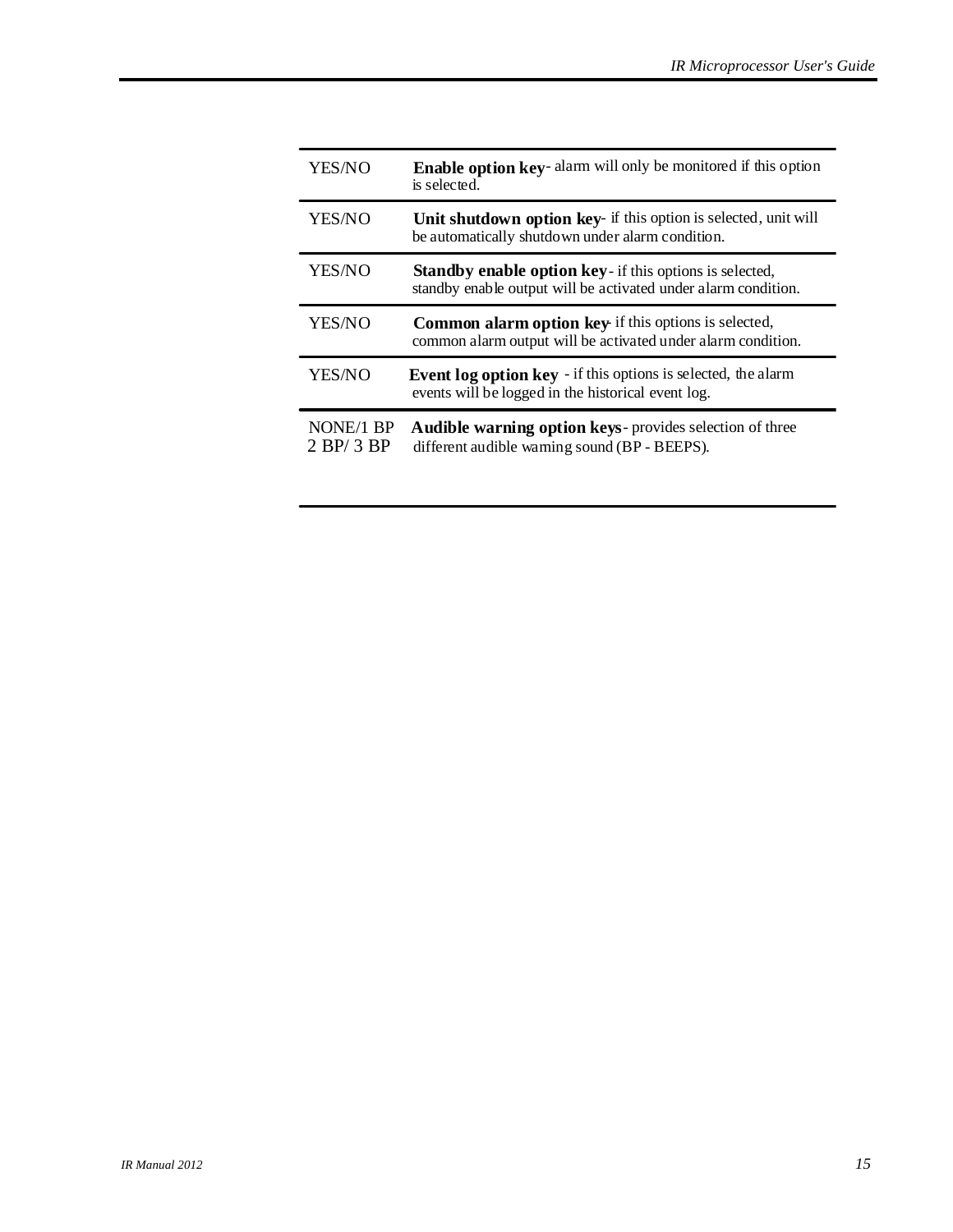| | |
|---|---|
| YES/NO | **Enable option key**- alarm will only be monitored if this option is selected. |
| YES/NO | **Unit shutdown option key**- if this option is selected, unit will be automatically shutdown under alarm condition. |
| YES/NO | **Standby enable option key**- if this options is selected, standby enable output will be activated under alarm condition. |
| YES/NO | **Common alarm option key**- if this options is selected, common alarm output will be activated under alarm condition. |
| YES/NO | **Event log option key** - if this options is selected, the alarm events will be logged in the historical event log. |
| NONE/1 BP 2 BP/ 3 BP | **Audible warning option keys**- provides selection of three different audible warning sound (BP - BEEPS). |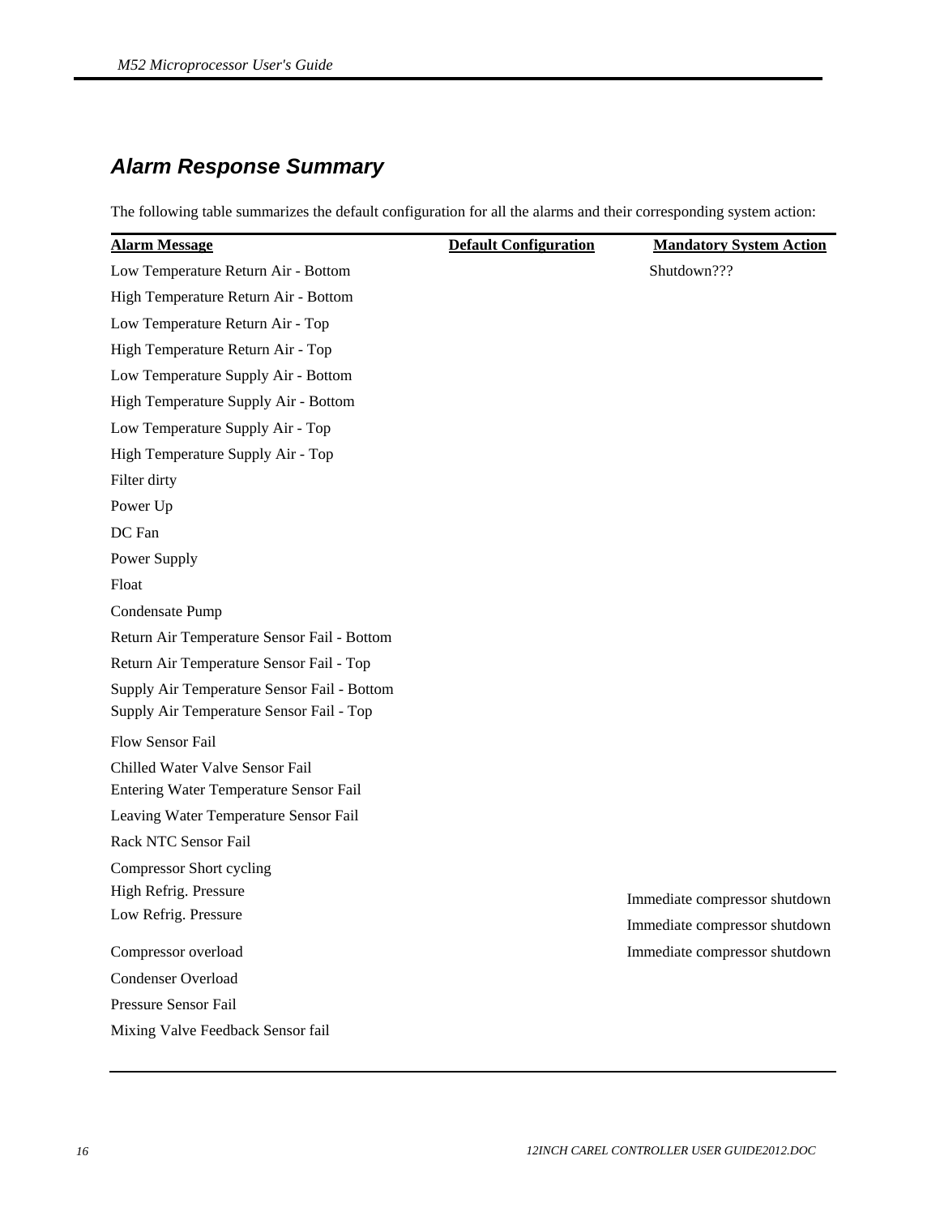## Alarm Response Summary

The following table summarizes the default configuration for all the alarms and their corresponding system action:

| Alarm Message | Default Configuration | Mandatory System Action |
|---|---|---|
| Low Temperature Return Air - Bottom | | Shutdown??? |
| High Temperature Return Air - Bottom | | |
| Low Temperature Return Air - Top | | |
| High Temperature Return Air - Top | | |
| Low Temperature Supply Air - Bottom | | |
| High Temperature Supply Air - Bottom | | |
| Low Temperature Supply Air - Top | | |
| High Temperature Supply Air - Top | | |
| Filter dirty | | |
| Power Up | | |
| DC Fan | | |
| Power Supply | | |
| Float | | |
| Condensate Pump | | |
| Return Air Temperature Sensor Fail - Bottom | | |
| Return Air Temperature Sensor Fail - Top | | |
| Supply Air Temperature Sensor Fail - Bottom | | |
| Supply Air Temperature Sensor Fail - Top | | |
| Flow Sensor Fail | | |
| Chilled Water Valve Sensor Fail | | |
| Entering Water Temperature Sensor Fail | | |
| Leaving Water Temperature Sensor Fail | | |
| Rack NTC Sensor Fail | | |
| Compressor Short cycling | | |
| High Refrig. Pressure | | Immediate compressor shutdown |
| Low Refrig. Pressure | | Immediate compressor shutdown |
| Compressor overload | | Immediate compressor shutdown |
| Condenser Overload | | |
| Pressure Sensor Fail | | |
| Mixing Valve Feedback Sensor fail | | |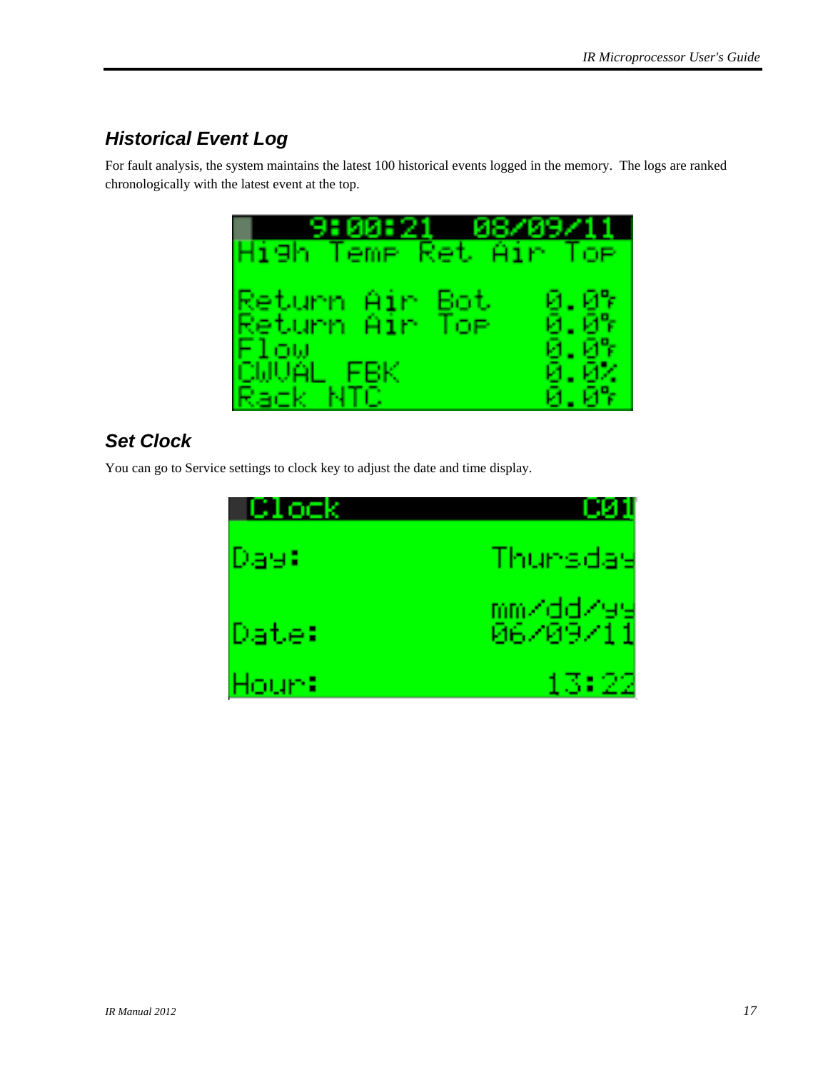## Historical Event Log

For fault analysis, the system maintains the latest 100 historical events logged in the memory. The logs are ranked chronologically with the latest event at the top.

## Set Clock

You can go to Service settings to clock key to adjust the date and time display.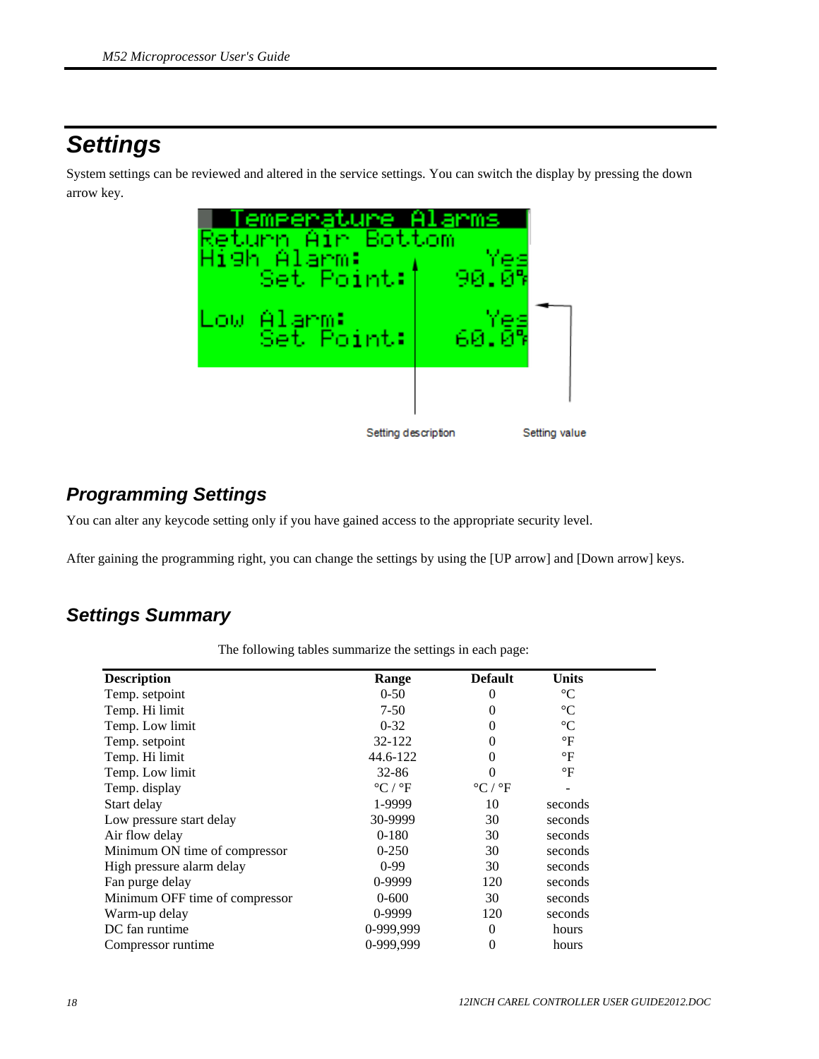# Settings

System settings can be reviewed and altered in the service settings. You can switch the display by pressing the down arrow key.

Temperature Alarms
Return Air Bottom
High Alarm: Yes
Set Point: 90.0°F

Low Alarm: Yes
Set Point: 60.0°F

Setting description Setting value

## Programming Settings

You can alter any keycode setting only if you have gained access to the appropriate security level.

After gaining the programming right, you can change the settings by using the [UP arrow] and [Down arrow] keys.

## Settings Summary

The following tables summarize the settings in each page:

| Description | Range | Default | Units |
|---|---|---|---|
| Temp. setpoint | 0-50 | 0 | °C |
| Temp. Hi limit | 7-50 | 0 | °C |
| Temp. Low limit | 0-32 | 0 | °C |
| Temp. setpoint | 32-122 | 0 | °F |
| Temp. Hi limit | 44.6-122 | 0 | °F |
| Temp. Low limit | 32-86 | 0 | °F |
| Temp. display | °C / °F | °C / °F | - |
| Start delay | 1-9999 | 10 | seconds |
| Low pressure start delay | 30-9999 | 30 | seconds |
| Air flow delay | 0-180 | 30 | seconds |
| Minimum ON time of compressor | 0-250 | 30 | seconds |
| High pressure alarm delay | 0-99 | 30 | seconds |
| Fan purge delay | 0-9999 | 120 | seconds |
| Minimum OFF time of compressor | 0-600 | 30 | seconds |
| Warm-up delay | 0-9999 | 120 | seconds |
| DC fan runtime | 0-999,999 | 0 | hours |
| Compressor runtime | 0-999,999 | 0 | hours |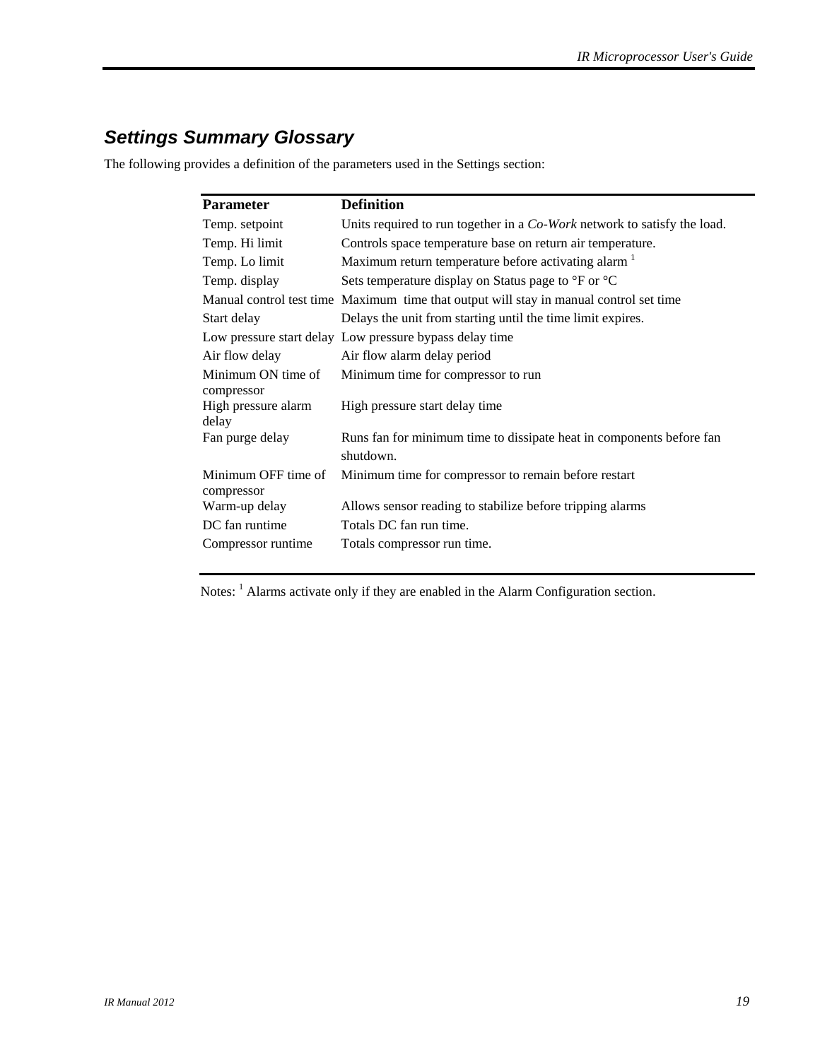## Settings Summary Glossary

The following provides a definition of the parameters used in the Settings section:

| Parameter | Definition |
|---|---|
| Temp. setpoint | Units required to run together in a *Co-Work* network to satisfy the load. |
| Temp. Hi limit | Controls space temperature base on return air temperature. |
| Temp. Lo limit | Maximum return temperature before activating alarm [1] |
| Temp. display | Sets temperature display on Status page to °F or °C |
| Manual control test time | Maximum time that output will stay in manual control set time |
| Start delay | Delays the unit from starting until the time limit expires. |
| Low pressure start delay | Low pressure bypass delay time |
| Air flow delay | Air flow alarm delay period |
| Minimum ON time of compressor | Minimum time for compressor to run |
| High pressure alarm delay | High pressure start delay time |
| Fan purge delay | Runs fan for minimum time to dissipate heat in components before fan shutdown. |
| Minimum OFF time of compressor | Minimum time for compressor to remain before restart |
| Warm-up delay | Allows sensor reading to stabilize before tripping alarms |
| DC fan runtime | Totals DC fan run time. |
| Compressor runtime | Totals compressor run time. |

Notes: [1] Alarms activate only if they are enabled in the Alarm Configuration section.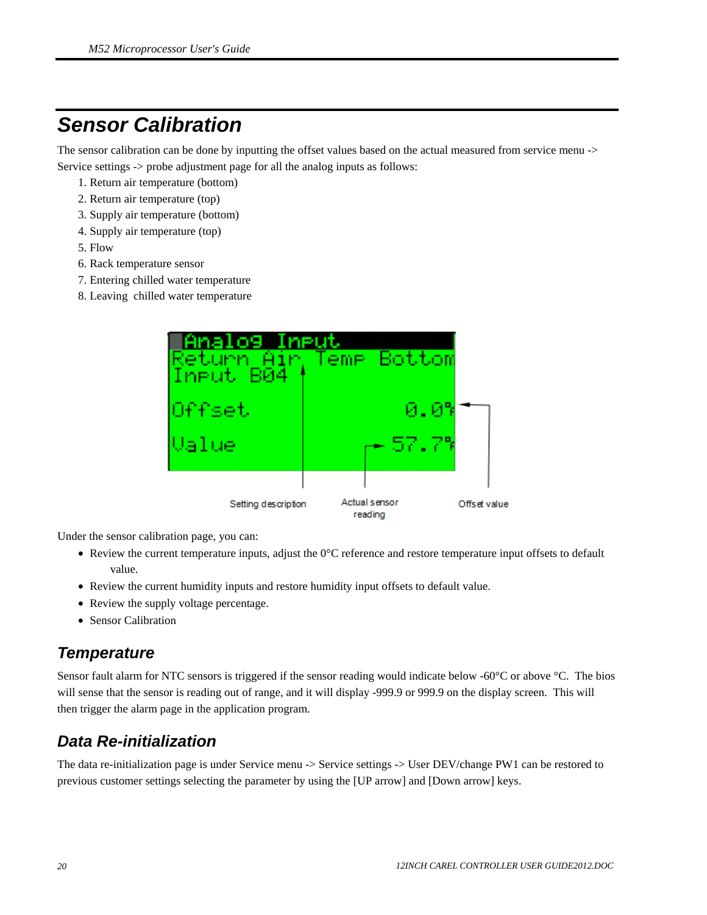# Sensor Calibration

The sensor calibration can be done by inputting the offset values based on the actual measured from service menu -> Service settings -> probe adjustment page for all the analog inputs as follows:

1. Return air temperature (bottom)
2. Return air temperature (top)
3. Supply air temperature (bottom)
4. Supply air temperature (top)
5. Flow
6. Rack temperature sensor
7. Entering chilled water temperature
8. Leaving  chilled water temperature

Analog Input
Return Air Temp Bottom
Input B04

Offset 0.0°F

Value 57.7°F

Setting description — Actual sensor reading — Offset value

Under the sensor calibration page, you can:

- Review the current temperature inputs, adjust the 0°C reference and restore temperature input offsets to default value.
- Review the current humidity inputs and restore humidity input offsets to default value.
- Review the supply voltage percentage.
- Sensor Calibration

## Temperature

Sensor fault alarm for NTC sensors is triggered if the sensor reading would indicate below -60°C or above °C.  The bios will sense that the sensor is reading out of range, and it will display -999.9 or 999.9 on the display screen.  This will then trigger the alarm page in the application program.

## Data Re-initialization

The data re-initialization page is under Service menu -> Service settings -> User DEV/change PW1 can be restored to previous customer settings selecting the parameter by using the [UP arrow] and [Down arrow] keys.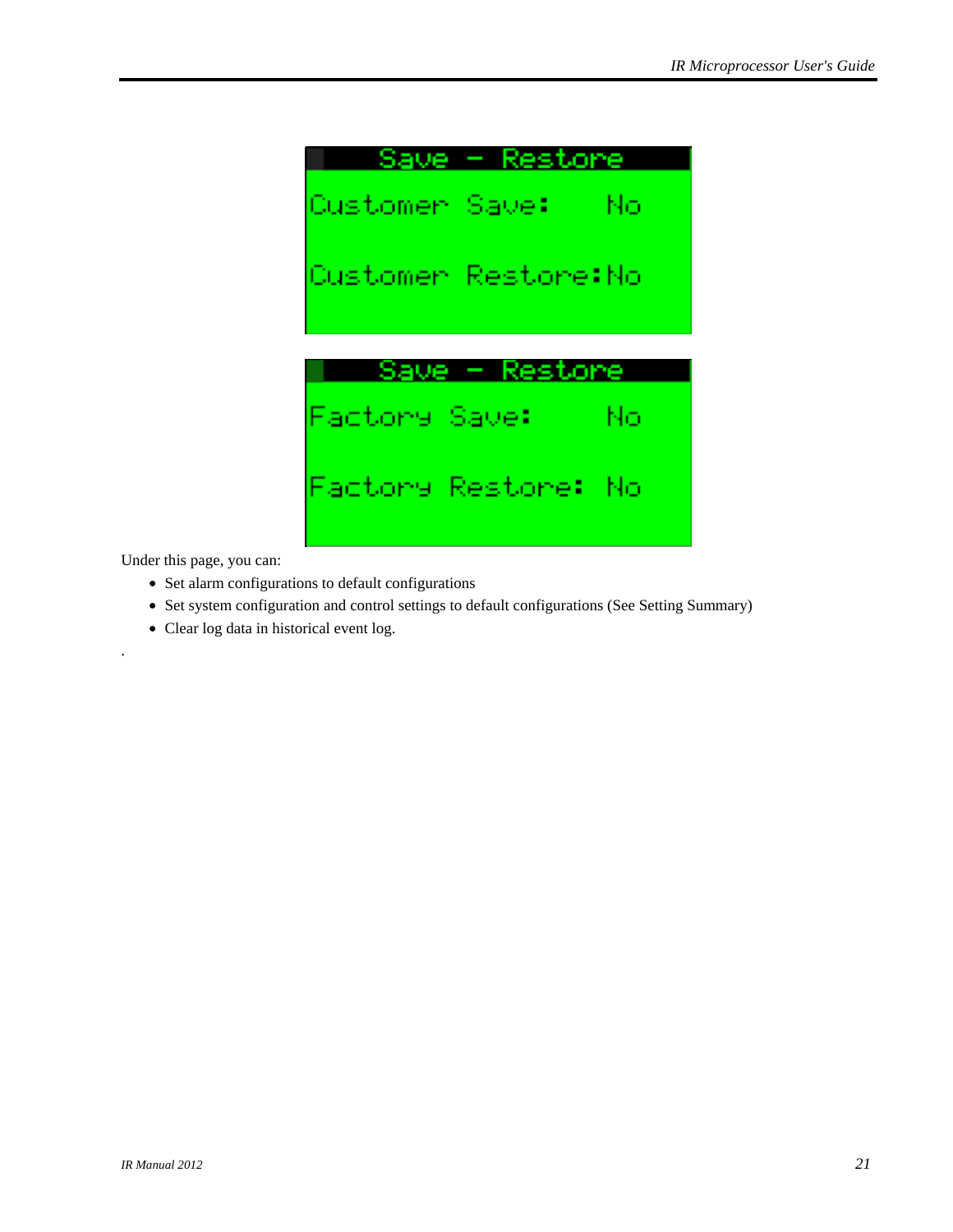| Save - Restore |
| --- |
| Customer Save: No |
| Customer Restore:No |

| Save - Restore |
| --- |
| Factory Save: No |
| Factory Restore: No |

Under this page, you can:

- Set alarm configurations to default configurations
- Set system configuration and control settings to default configurations (See Setting Summary)
- Clear log data in historical event log.

.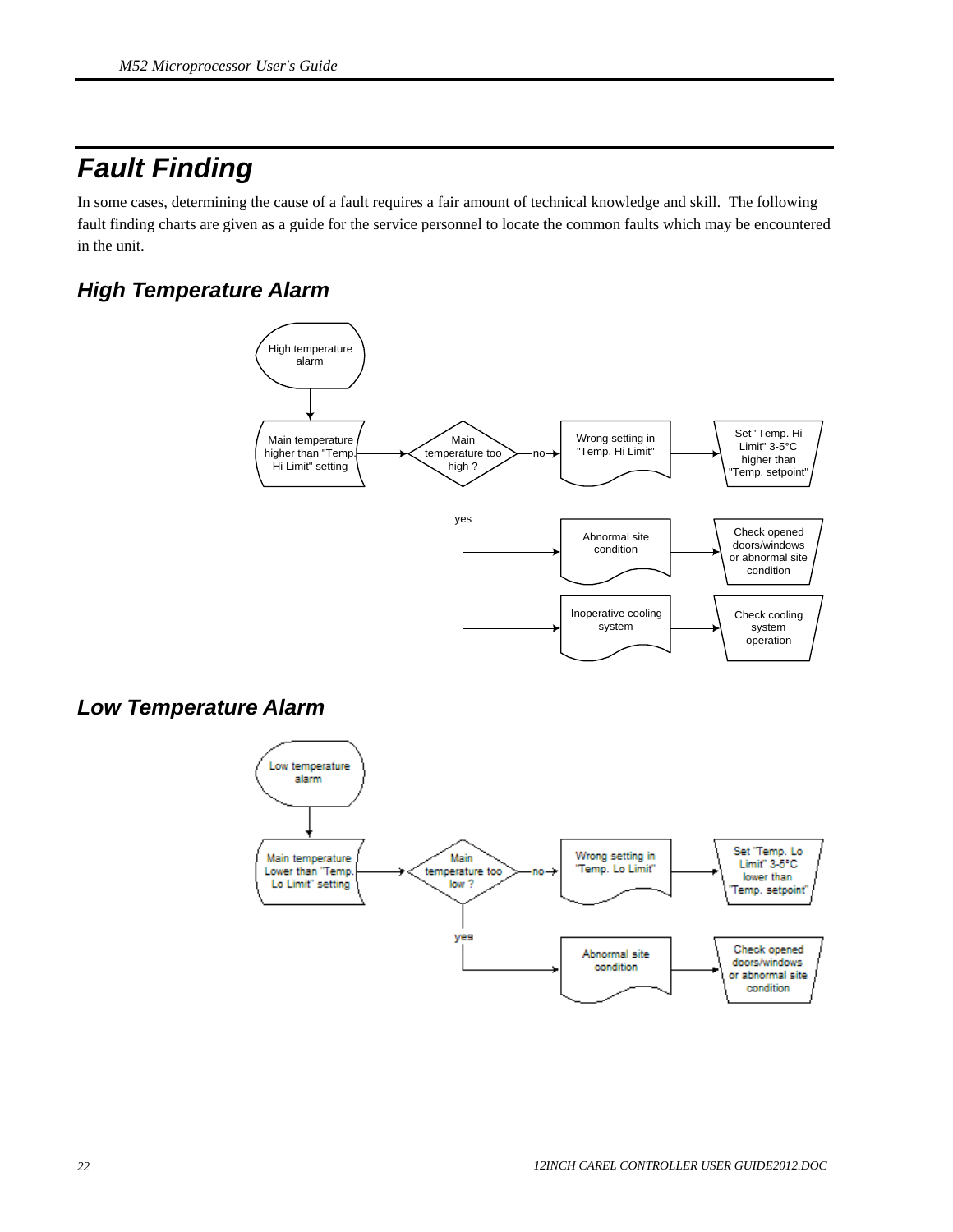# Fault Finding

In some cases, determining the cause of a fault requires a fair amount of technical knowledge and skill. The following fault finding charts are given as a guide for the service personnel to locate the common faults which may be encountered in the unit.

## High Temperature Alarm

High temperature alarm → Main temperature higher than "Temp. Hi Limit" setting → Main temperature too high ?

- no → Wrong setting in "Temp. Hi Limit" → Set "Temp. Hi Limit" 3-5°C higher than "Temp. setpoint"
- yes → Abnormal site condition → Check opened doors/windows or abnormal site condition
- yes → Inoperative cooling system → Check cooling system operation

## Low Temperature Alarm

Low temperature alarm → Main temperature Lower than "Temp. Lo Limit" setting → Main temperature too low ?

- no → Wrong setting in "Temp. Lo Limit" → Set "Temp. Lo Limit" 3-5°C lower than "Temp. setpoint"
- yes → Abnormal site condition → Check opened doors/windows or abnormal site condition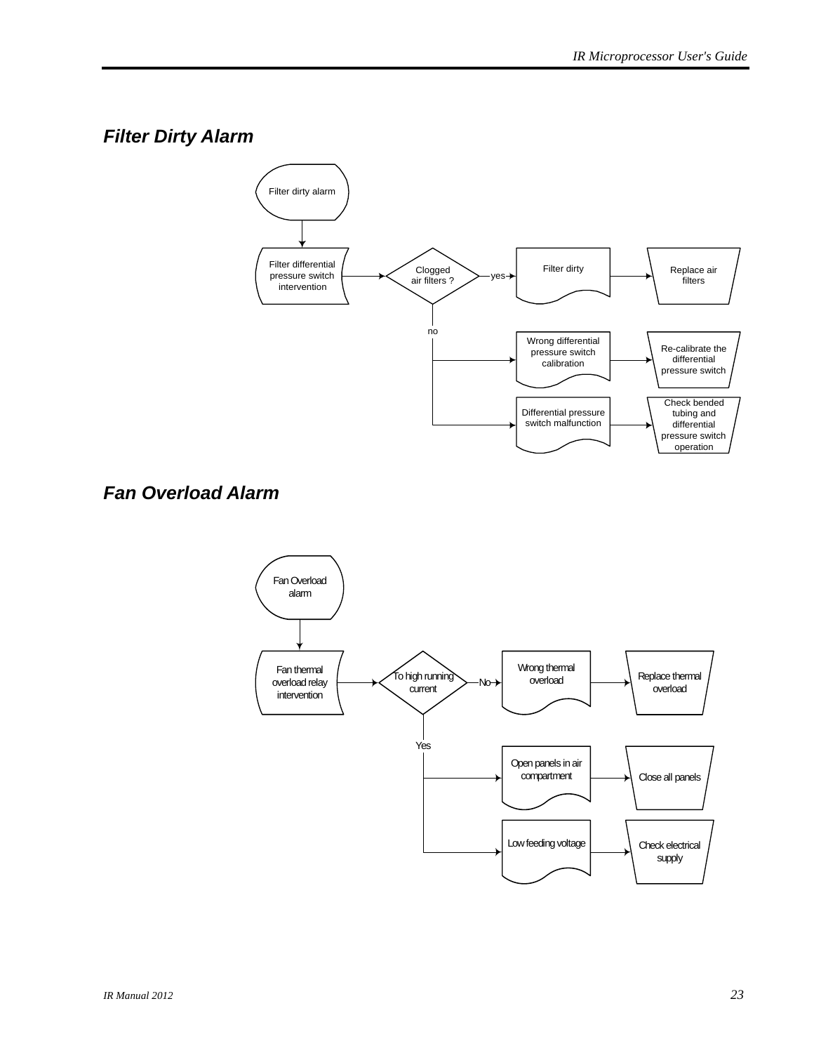## Filter Dirty Alarm

Filter dirty alarm

Filter differential pressure switch intervention

Clogged air filters ?

yes

Filter dirty

Replace air filters

no

Wrong differential pressure switch calibration

Re-calibrate the differential pressure switch

Differential pressure switch malfunction

Check bended tubing and differential pressure switch operation

## Fan Overload Alarm

Fan Overload alarm

Fan thermal overload relay intervention

To high running current

No

Wrong thermal overload

Replace thermal overload

Yes

Open panels in air compartment

Close all panels

Low feeding voltage

Check electrical supply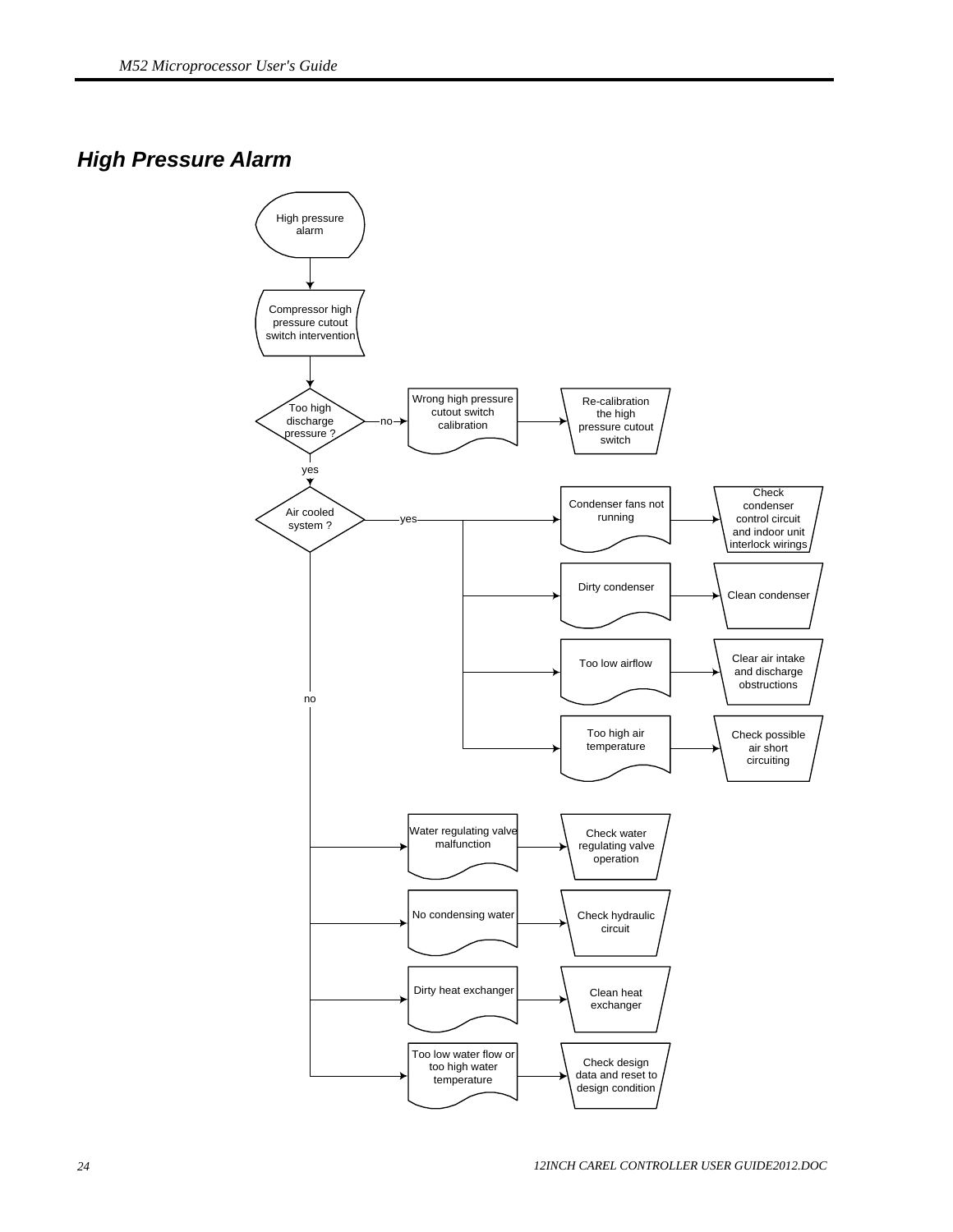## *High Pressure Alarm*

High pressure alarm

Compressor high pressure cutout switch intervention

Too high discharge pressure ?

- no → Wrong high pressure cutout switch calibration → Re-calibration the high pressure cutout switch
- yes → Air cooled system ?
  - yes:
    - Condenser fans not running → Check condenser control circuit and indoor unit interlock wirings
    - Dirty condenser → Clean condenser
    - Too low airflow → Clear air intake and discharge obstructions
    - Too high air temperature → Check possible air short circuiting
  - no:
    - Water regulating valve malfunction → Check water regulating valve operation
    - No condensing water → Check hydraulic circuit
    - Dirty heat exchanger → Clean heat exchanger
    - Too low water flow or too high water temperature → Check design data and reset to design condition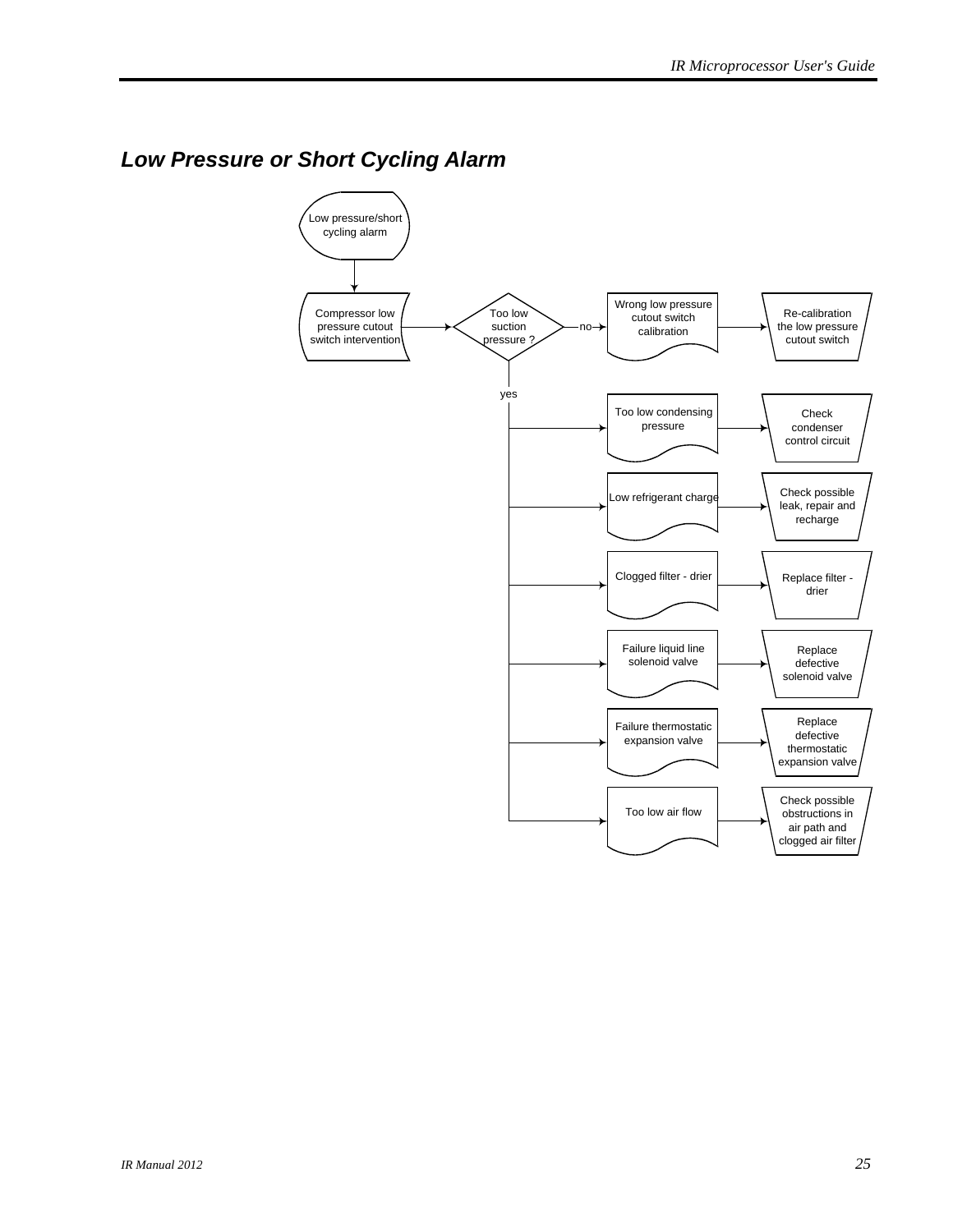## Low Pressure or Short Cycling Alarm

Low pressure/short cycling alarm

Compressor low pressure cutout switch intervention

Too low suction pressure ?

no

Wrong low pressure cutout switch calibration

Re-calibration the low pressure cutout switch

yes

Too low condensing pressure

Check condenser control circuit

Low refrigerant charge

Check possible leak, repair and recharge

Clogged filter - drier

Replace filter - drier

Failure liquid line solenoid valve

Replace defective solenoid valve

Failure thermostatic expansion valve

Replace defective thermostatic expansion valve

Too low air flow

Check possible obstructions in air path and clogged air filter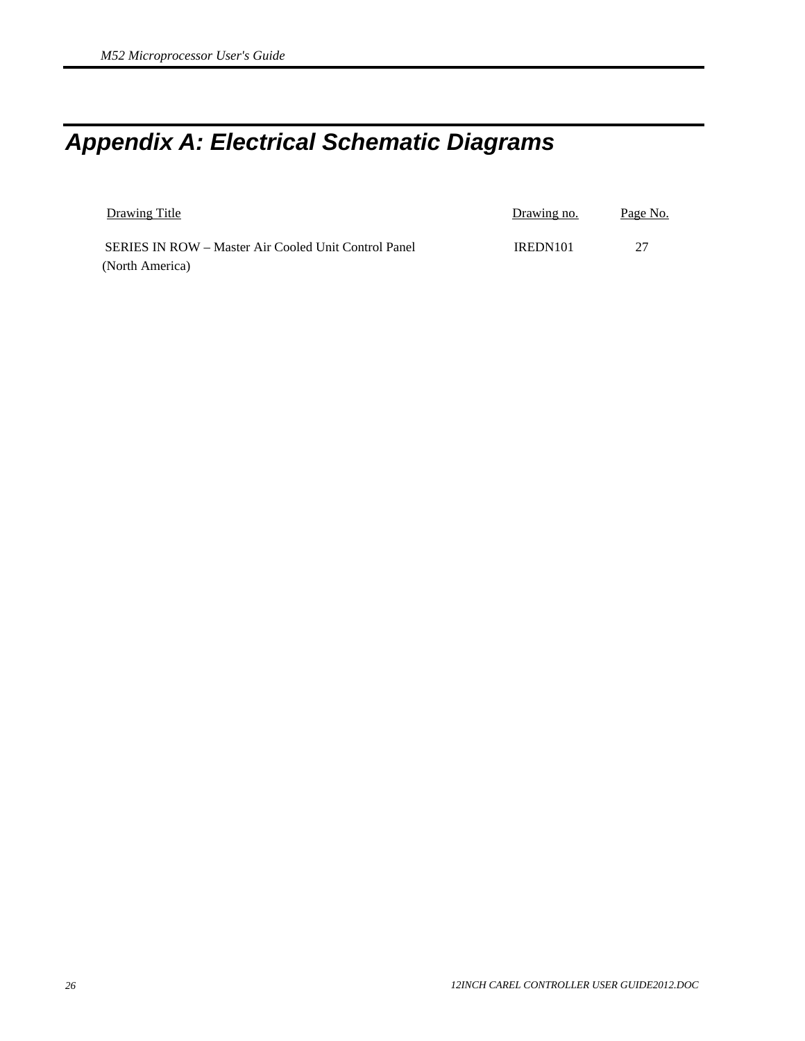# Appendix A: Electrical Schematic Diagrams

| Drawing Title | Drawing no. | Page No. |
| --- | --- | --- |
| SERIES IN ROW – Master Air Cooled Unit Control Panel (North America) | IREDN101 | 27 |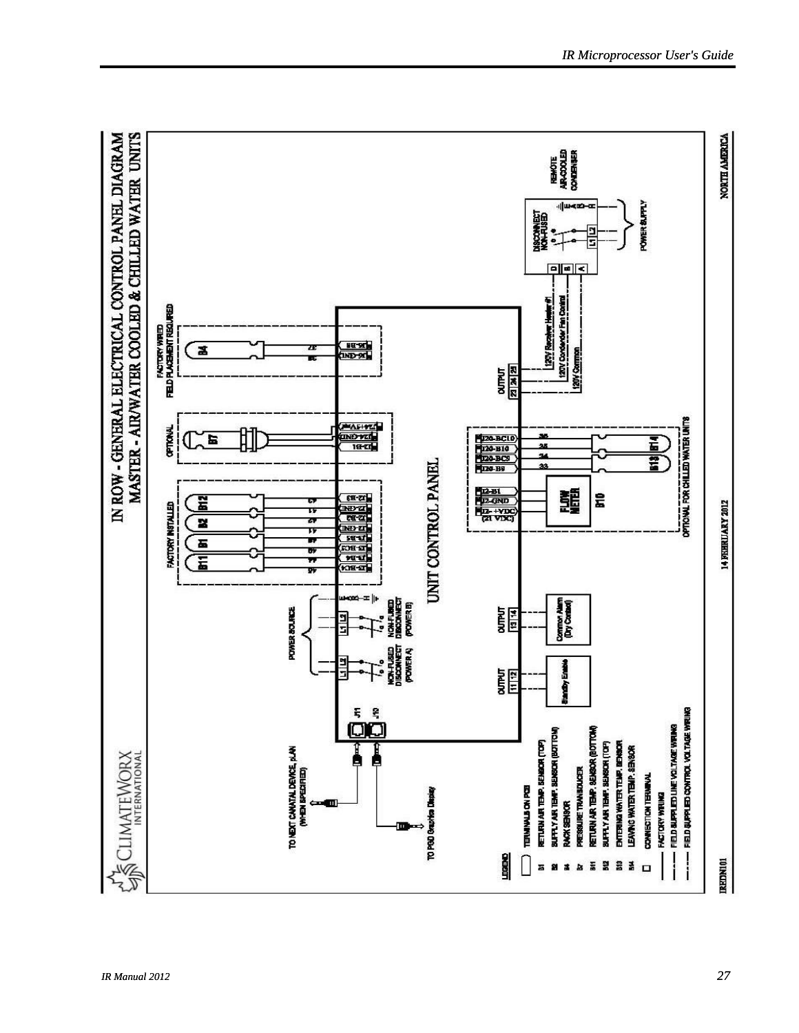# IN ROW - GENERAL ELECTRICAL CONTROL PANEL DIAGRAM
## MASTER - AIR/WATER COOLED & CHILLED WATER UNITS

CLIMATEWORX INTERNATIONAL

UNIT CONTROL PANEL

TO NEXT CANATAL DEVICE, pLAN (WHEN SPECIFIED)

TO PGD Graphics Display

J11

J10

OUTPUT 11 12

Standby Enable

OUTPUT 13 14

Common Alarm (Dry Contact)

POWER SOURCE

L1 L2

NON-FUSED DISCONNECT (POWER A)

NON-FUSED DISCONNECT (POWER B)

FACTORY INSTALLED

B11 B1 B2 B12

J2-B4 J2-GND J2-B5 J2-GND J2-B2 J2-GND J2-B3

OPTIONAL

B7

J2-B1 J24-GND J24+5VREF

FACTORY WIRED FIELD PLACEMENT REQUIRED

B4

J6-GND J6-B8

J2-B1 J2-GND J2-+VDC (21 VDC)

FLOW METER

B10

J20-BC10 J20-B10 J20-BC9 J20-B9

36 35 34 33

B14 B13

OPTIONAL FOR CHILLED WATER UNITS

OUTPUT 23 24 25

120V Receiver Heater #1

120V Condenser Fan Control

120V Common

DISCONNECT NON-FUSED

L1 L2

POWER SUPPLY

REMOTE AIR-COOLED CONDENSER

**LEGEND**

- TERMINALS ON PCB
- B1 RETURN AIR TEMP. SENSOR (TOP)
- B2 SUPPLY AIR TEMP. SENSOR (BOTTOM)
- B4 RACK SENSOR
- B7 PRESSURE TRANSDUCER
- B11 RETURN AIR TEMP. SENSOR (BOTTOM)
- B12 SUPPLY AIR TEMP. SENSOR (TOP)
- B13 ENTERING WATER TEMP. SENSOR
- B14 LEAVING WATER TEMP. SENSOR
- CONNECTION TERMINAL
- FACTORY WIRING
- FIELD SUPPLIED LINE VOLTAGE WIRING
- FIELD SUPPLIED CONTROL VOLTAGE WIRING

IRED101

14 FEBRUARY 2012

NORTH AMERICA